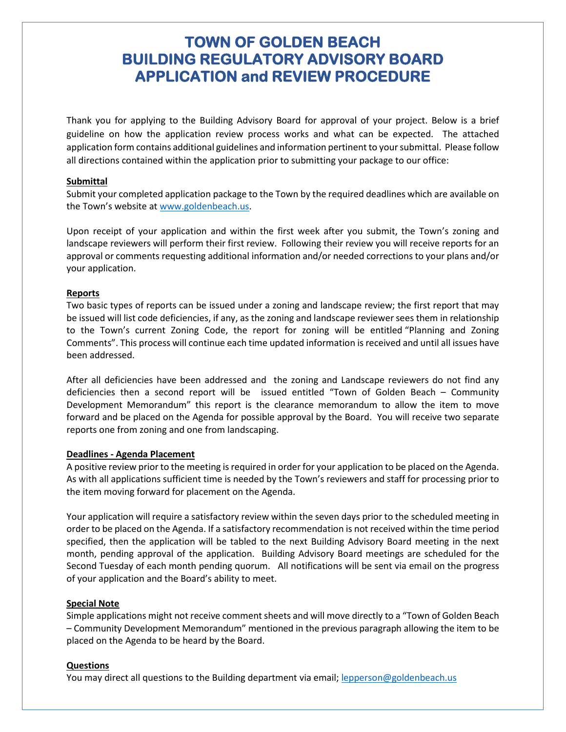# TOWN OF GOLDEN BEACH
# BUILDING REGULATORY ADVISORY BOARD
# APPLICATION and REVIEW PROCEDURE

Thank you for applying to the Building Advisory Board for approval of your project. Below is a brief guideline on how the application review process works and what can be expected. The attached application form contains additional guidelines and information pertinent to your submittal. Please follow all directions contained within the application prior to submitting your package to our office:

**Submittal**

Submit your completed application package to the Town by the required deadlines which are available on the Town's website at www.goldenbeach.us.

Upon receipt of your application and within the first week after you submit, the Town's zoning and landscape reviewers will perform their first review. Following their review you will receive reports for an approval or comments requesting additional information and/or needed corrections to your plans and/or your application.

**Reports**

Two basic types of reports can be issued under a zoning and landscape review; the first report that may be issued will list code deficiencies, if any, as the zoning and landscape reviewer sees them in relationship to the Town's current Zoning Code, the report for zoning will be entitled "Planning and Zoning Comments". This process will continue each time updated information is received and until all issues have been addressed.

After all deficiencies have been addressed and the zoning and Landscape reviewers do not find any deficiencies then a second report will be issued entitled "Town of Golden Beach – Community Development Memorandum" this report is the clearance memorandum to allow the item to move forward and be placed on the Agenda for possible approval by the Board. You will receive two separate reports one from zoning and one from landscaping.

**Deadlines - Agenda Placement**

A positive review prior to the meeting is required in order for your application to be placed on the Agenda. As with all applications sufficient time is needed by the Town's reviewers and staff for processing prior to the item moving forward for placement on the Agenda.

Your application will require a satisfactory review within the seven days prior to the scheduled meeting in order to be placed on the Agenda. If a satisfactory recommendation is not received within the time period specified, then the application will be tabled to the next Building Advisory Board meeting in the next month, pending approval of the application. Building Advisory Board meetings are scheduled for the Second Tuesday of each month pending quorum. All notifications will be sent via email on the progress of your application and the Board's ability to meet.

**Special Note**

Simple applications might not receive comment sheets and will move directly to a "Town of Golden Beach – Community Development Memorandum" mentioned in the previous paragraph allowing the item to be placed on the Agenda to be heard by the Board.

**Questions**

You may direct all questions to the Building department via email; lepperson@goldenbeach.us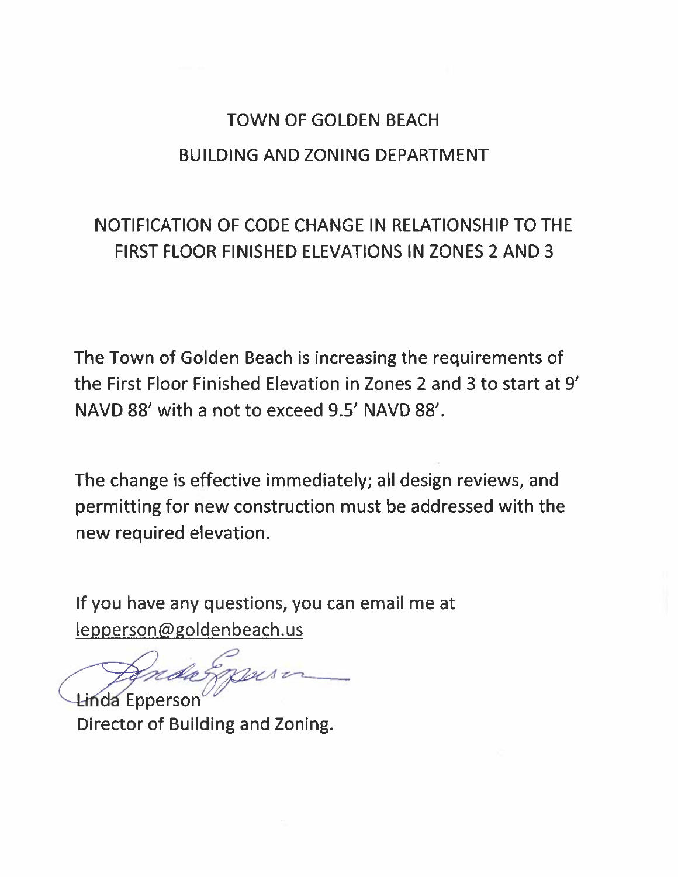# TOWN OF GOLDEN BEACH

## BUILDING AND ZONING DEPARTMENT

## NOTIFICATION OF CODE CHANGE IN RELATIONSHIP TO THE FIRST FLOOR FINISHED ELEVATIONS IN ZONES 2 AND 3

The Town of Golden Beach is increasing the requirements of the First Floor Finished Elevation in Zones 2 and 3 to start at 9' NAVD 88' with a not to exceed 9.5' NAVD 88'.

The change is effective immediately; all design reviews, and permitting for new construction must be addressed with the new required elevation.

If you have any questions, you can email me at lepperson@goldenbeach.us

Linda Epperson
Director of Building and Zoning.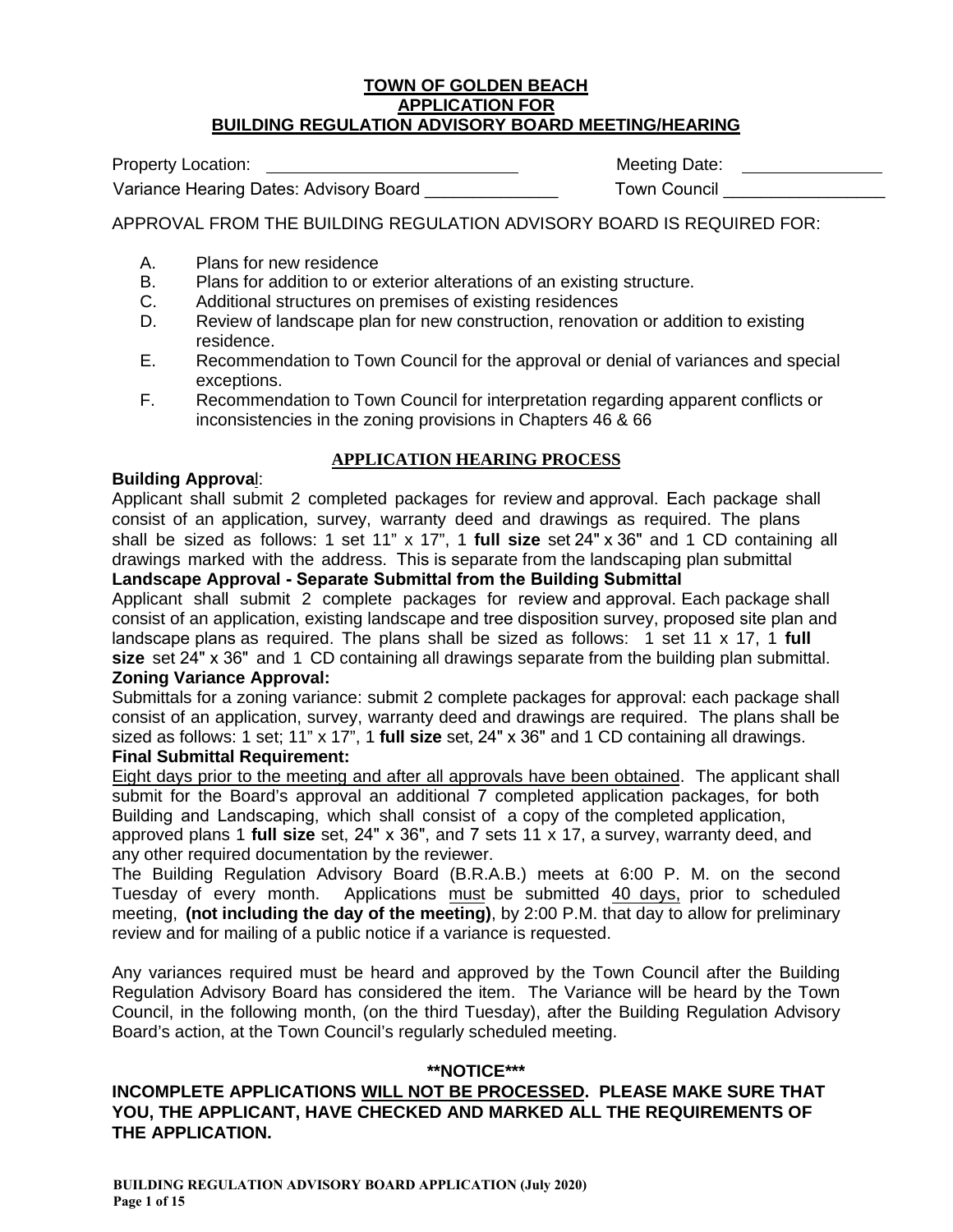# TOWN OF GOLDEN BEACH
## APPLICATION FOR
## BUILDING REGULATION ADVISORY BOARD MEETING/HEARING

Property Location: ___________________________ Meeting Date: _______________

Variance Hearing Dates: Advisory Board ______________ Town Council _________________

APPROVAL FROM THE BUILDING REGULATION ADVISORY BOARD IS REQUIRED FOR:

A. Plans for new residence
B. Plans for addition to or exterior alterations of an existing structure.
C. Additional structures on premises of existing residences
D. Review of landscape plan for new construction, renovation or addition to existing residence.
E. Recommendation to Town Council for the approval or denial of variances and special exceptions.
F. Recommendation to Town Council for interpretation regarding apparent conflicts or inconsistencies in the zoning provisions in Chapters 46 & 66

### APPLICATION HEARING PROCESS

**Building Approval**:
Applicant shall submit 2 completed packages for review and approval. Each package shall consist of an application, survey, warranty deed and drawings as required. The plans shall be sized as follows: 1 set 11" x 17", 1 **full size** set 24" x 36" and 1 CD containing all drawings marked with the address. This is separate from the landscaping plan submittal

**Landscape Approval - Separate Submittal from the Building Submittal**
Applicant shall submit 2 complete packages for review and approval. Each package shall consist of an application, existing landscape and tree disposition survey, proposed site plan and landscape plans as required. The plans shall be sized as follows: 1 set 11 x 17, 1 **full size** set 24" x 36" and 1 CD containing all drawings separate from the building plan submittal.

**Zoning Variance Approval:**
Submittals for a zoning variance: submit 2 complete packages for approval: each package shall consist of an application, survey, warranty deed and drawings are required. The plans shall be sized as follows: 1 set; 11" x 17", 1 **full size** set, 24" x 36" and 1 CD containing all drawings.

**Final Submittal Requirement:**
Eight days prior to the meeting and after all approvals have been obtained. The applicant shall submit for the Board's approval an additional 7 completed application packages, for both Building and Landscaping, which shall consist of a copy of the completed application, approved plans 1 **full size** set, 24" x 36", and 7 sets 11 x 17, a survey, warranty deed, and any other required documentation by the reviewer.

The Building Regulation Advisory Board (B.R.A.B.) meets at 6:00 P. M. on the second Tuesday of every month. Applications must be submitted 40 days, prior to scheduled meeting, **(not including the day of the meeting)**, by 2:00 P.M. that day to allow for preliminary review and for mailing of a public notice if a variance is requested.

Any variances required must be heard and approved by the Town Council after the Building Regulation Advisory Board has considered the item. The Variance will be heard by the Town Council, in the following month, (on the third Tuesday), after the Building Regulation Advisory Board's action, at the Town Council's regularly scheduled meeting.

**\*\*NOTICE\*\*\***

**INCOMPLETE APPLICATIONS WILL NOT BE PROCESSED. PLEASE MAKE SURE THAT YOU, THE APPLICANT, HAVE CHECKED AND MARKED ALL THE REQUIREMENTS OF THE APPLICATION.**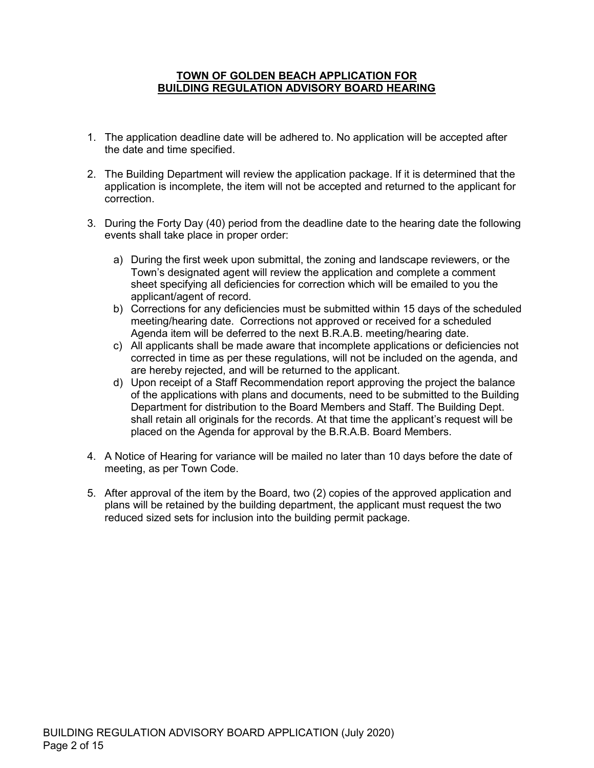## TOWN OF GOLDEN BEACH APPLICATION FOR BUILDING REGULATION ADVISORY BOARD HEARING

1. The application deadline date will be adhered to. No application will be accepted after the date and time specified.

2. The Building Department will review the application package. If it is determined that the application is incomplete, the item will not be accepted and returned to the applicant for correction.

3. During the Forty Day (40) period from the deadline date to the hearing date the following events shall take place in proper order:

   a) During the first week upon submittal, the zoning and landscape reviewers, or the Town's designated agent will review the application and complete a comment sheet specifying all deficiencies for correction which will be emailed to you the applicant/agent of record.
   b) Corrections for any deficiencies must be submitted within 15 days of the scheduled meeting/hearing date. Corrections not approved or received for a scheduled Agenda item will be deferred to the next B.R.A.B. meeting/hearing date.
   c) All applicants shall be made aware that incomplete applications or deficiencies not corrected in time as per these regulations, will not be included on the agenda, and are hereby rejected, and will be returned to the applicant.
   d) Upon receipt of a Staff Recommendation report approving the project the balance of the applications with plans and documents, need to be submitted to the Building Department for distribution to the Board Members and Staff. The Building Dept. shall retain all originals for the records. At that time the applicant's request will be placed on the Agenda for approval by the B.R.A.B. Board Members.

4. A Notice of Hearing for variance will be mailed no later than 10 days before the date of meeting, as per Town Code.

5. After approval of the item by the Board, two (2) copies of the approved application and plans will be retained by the building department, the applicant must request the two reduced sized sets for inclusion into the building permit package.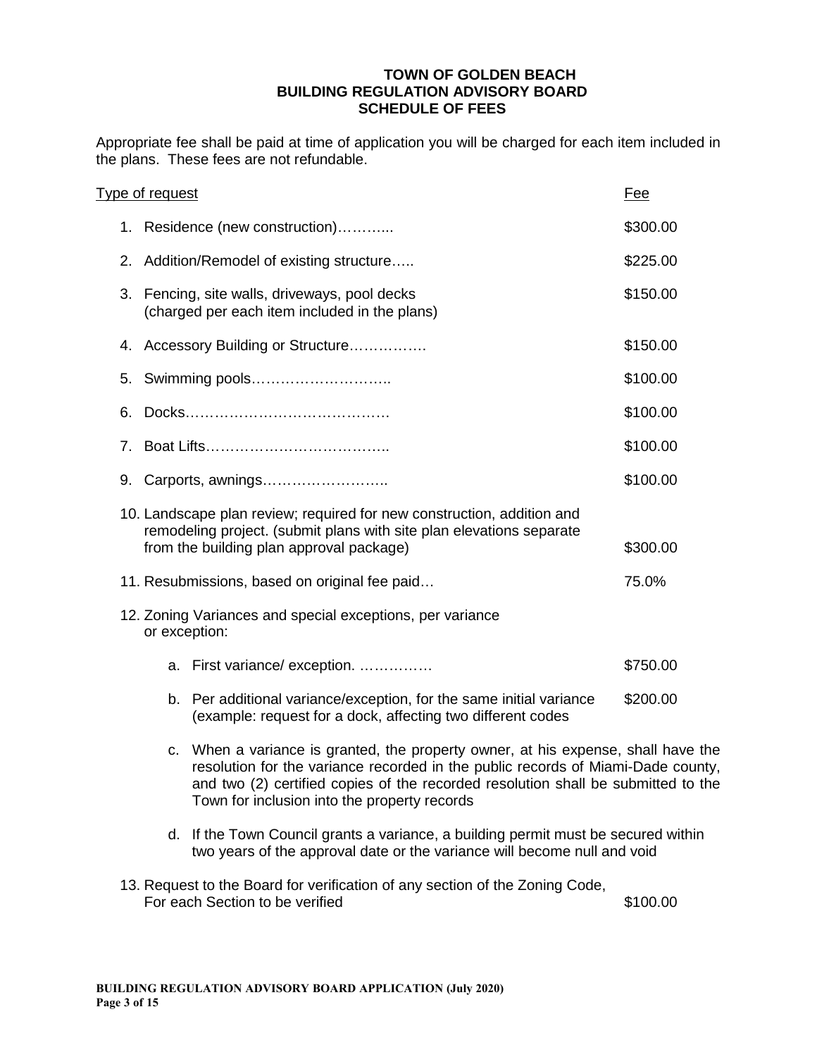# TOWN OF GOLDEN BEACH
## BUILDING REGULATION ADVISORY BOARD
## SCHEDULE OF FEES

Appropriate fee shall be paid at time of application you will be charged for each item included in the plans. These fees are not refundable.

| Type of request | Fee |
|---|---|
| 1. Residence (new construction)……….. | $300.00 |
| 2. Addition/Remodel of existing structure….. | $225.00 |
| 3. Fencing, site walls, driveways, pool decks (charged per each item included in the plans) | $150.00 |
| 4. Accessory Building or Structure……………. | $150.00 |
| 5. Swimming pools……………………….. | $100.00 |
| 6. Docks…………………………………… | $100.00 |
| 7. Boat Lifts……………………………….. | $100.00 |
| 9. Carports, awnings…………………….. | $100.00 |
| 10. Landscape plan review; required for new construction, addition and remodeling project. (submit plans with site plan elevations separate from the building plan approval package) | $300.00 |
| 11. Resubmissions, based on original fee paid… | 75.0% |
| 12. Zoning Variances and special exceptions, per variance or exception: | |
| a. First variance/ exception. …………… | $750.00 |
| b. Per additional variance/exception, for the same initial variance (example: request for a dock, affecting two different codes | $200.00 |

c. When a variance is granted, the property owner, at his expense, shall have the resolution for the variance recorded in the public records of Miami-Dade county, and two (2) certified copies of the recorded resolution shall be submitted to the Town for inclusion into the property records

d. If the Town Council grants a variance, a building permit must be secured within two years of the approval date or the variance will become null and void

| | |
|---|---|
| 13. Request to the Board for verification of any section of the Zoning Code, For each Section to be verified | $100.00 |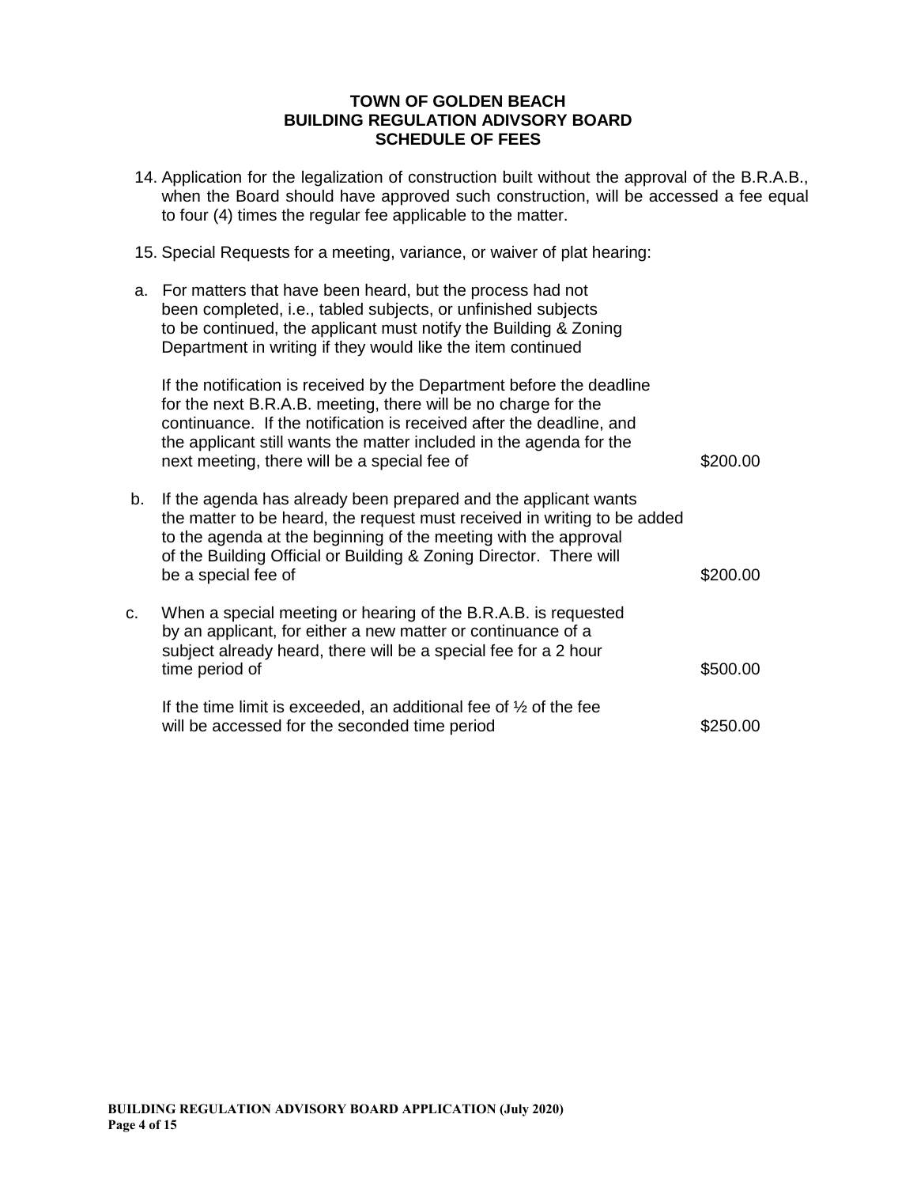**TOWN OF GOLDEN BEACH**
**BUILDING REGULATION ADIVSORY BOARD**
**SCHEDULE OF FEES**

14. Application for the legalization of construction built without the approval of the B.R.A.B., when the Board should have approved such construction, will be accessed a fee equal to four (4) times the regular fee applicable to the matter.

15. Special Requests for a meeting, variance, or waiver of plat hearing:

a. For matters that have been heard, but the process had not been completed, i.e., tabled subjects, or unfinished subjects to be continued, the applicant must notify the Building & Zoning Department in writing if they would like the item continued

   If the notification is received by the Department before the deadline for the next B.R.A.B. meeting, there will be no charge for the continuance. If the notification is received after the deadline, and the applicant still wants the matter included in the agenda for the next meeting, there will be a special fee of — $200.00

b. If the agenda has already been prepared and the applicant wants the matter to be heard, the request must received in writing to be added to the agenda at the beginning of the meeting with the approval of the Building Official or Building & Zoning Director. There will be a special fee of — $200.00

c. When a special meeting or hearing of the B.R.A.B. is requested by an applicant, for either a new matter or continuance of a subject already heard, there will be a special fee for a 2 hour time period of — $500.00

   If the time limit is exceeded, an additional fee of ½ of the fee will be accessed for the seconded time period — $250.00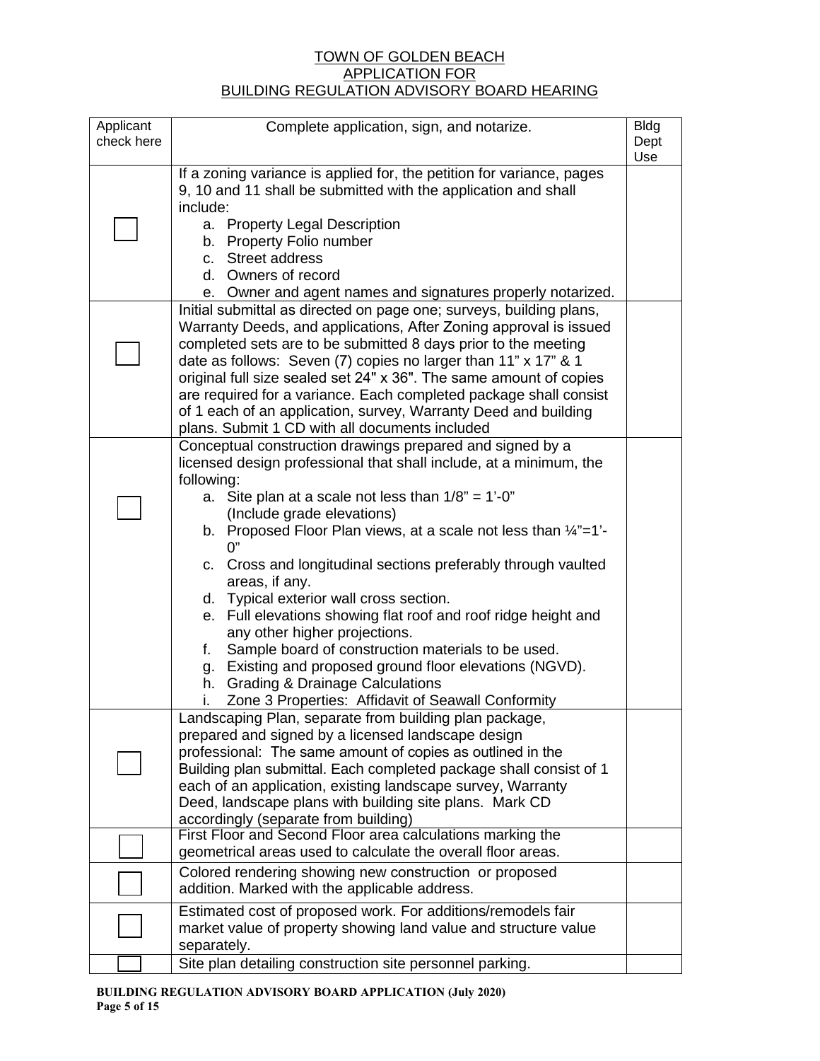TOWN OF GOLDEN BEACH
APPLICATION FOR
BUILDING REGULATION ADVISORY BOARD HEARING

| Applicant check here | Complete application, sign, and notarize. | Bldg Dept Use |
|---|---|---|
| ☐ | If a zoning variance is applied for, the petition for variance, pages 9, 10 and 11 shall be submitted with the application and shall include:<br>a. Property Legal Description<br>b. Property Folio number<br>c. Street address<br>d. Owners of record<br>e. Owner and agent names and signatures properly notarized. | |
| ☐ | Initial submittal as directed on page one; surveys, building plans, Warranty Deeds, and applications, After Zoning approval is issued completed sets are to be submitted 8 days prior to the meeting date as follows: Seven (7) copies no larger than 11" x 17" & 1 original full size sealed set 24" x 36". The same amount of copies are required for a variance. Each completed package shall consist of 1 each of an application, survey, Warranty Deed and building plans. Submit 1 CD with all documents included | |
| ☐ | Conceptual construction drawings prepared and signed by a licensed design professional that shall include, at a minimum, the following:<br>a. Site plan at a scale not less than 1/8" = 1'-0" (Include grade elevations)<br>b. Proposed Floor Plan views, at a scale not less than ¼"=1'-0"<br>c. Cross and longitudinal sections preferably through vaulted areas, if any.<br>d. Typical exterior wall cross section.<br>e. Full elevations showing flat roof and roof ridge height and any other higher projections.<br>f. Sample board of construction materials to be used.<br>g. Existing and proposed ground floor elevations (NGVD).<br>h. Grading & Drainage Calculations<br>i. Zone 3 Properties: Affidavit of Seawall Conformity | |
| ☐ | Landscaping Plan, separate from building plan package, prepared and signed by a licensed landscape design professional: The same amount of copies as outlined in the Building plan submittal. Each completed package shall consist of 1 each of an application, existing landscape survey, Warranty Deed, landscape plans with building site plans. Mark CD accordingly (separate from building) | |
| ☐ | First Floor and Second Floor area calculations marking the geometrical areas used to calculate the overall floor areas. | |
| ☐ | Colored rendering showing new construction or proposed addition. Marked with the applicable address. | |
| ☐ | Estimated cost of proposed work. For additions/remodels fair market value of property showing land value and structure value separately. | |
| ☐ | Site plan detailing construction site personnel parking. | |

**BUILDING REGULATION ADVISORY BOARD APPLICATION (July 2020)**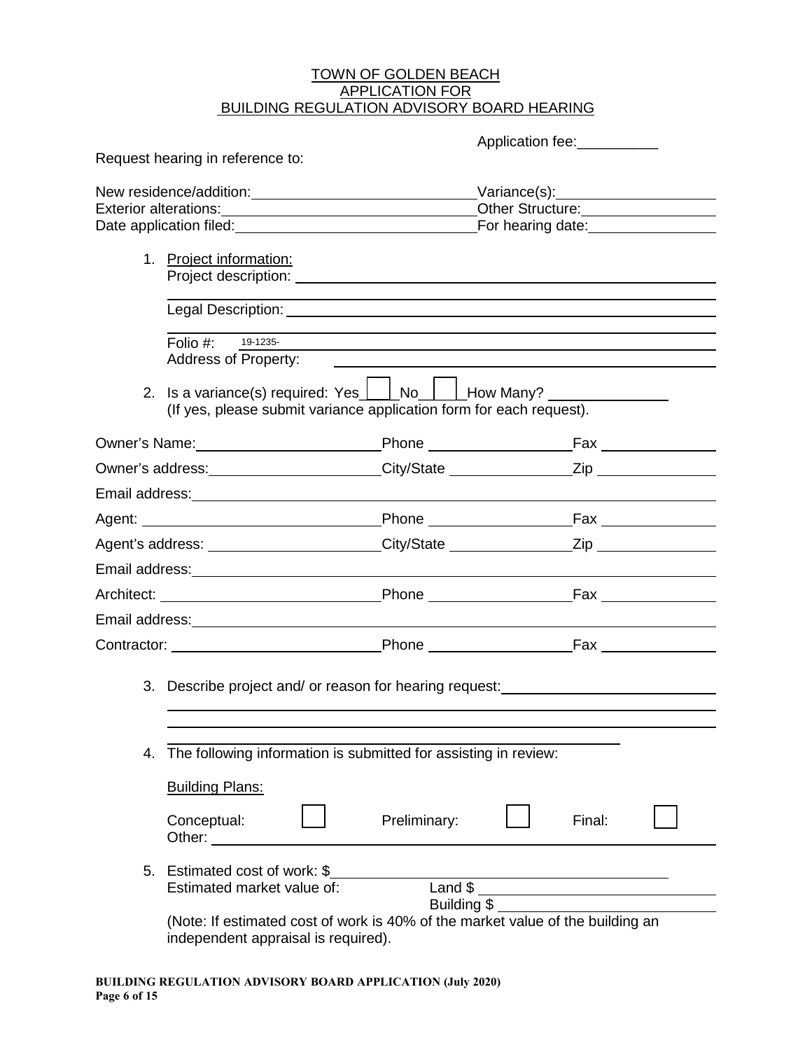# TOWN OF GOLDEN BEACH
## APPLICATION FOR
## BUILDING REGULATION ADVISORY BOARD HEARING

Application fee:__________

Request hearing in reference to:

New residence/addition:____________________________ Variance(s):____________________

Exterior alterations:______________________________ Other Structure:_________________

Date application filed:____________________________ For hearing date:_________________

1. Project information:

   Project description: ______________________________________________________

   ______________________________________________________________________

   Legal Description: ________________________________________________________

   ______________________________________________________________________

   Folio #: 19-1235-______________________________________________________

   Address of Property: ______________________________________________________

2. Is a variance(s) required: Yes ☐ No ☐ How Many? _______________

   (If yes, please submit variance application form for each request).

Owner's Name:_______________________ Phone __________________ Fax _______________

Owner's address:_____________________ City/State ________________ Zip ________________

Email address:_______________________________________________________________

Agent: ______________________________ Phone __________________ Fax _______________

Agent's address: _____________________ City/State ________________ Zip ________________

Email address:_______________________________________________________________

Architect: ___________________________ Phone __________________ Fax _______________

Email address:_______________________________________________________________

Contractor: __________________________ Phone __________________ Fax _______________

3. Describe project and/ or reason for hearing request:_____________________________

   ______________________________________________________________________

   ______________________________________________________________________

   ______________________________________________________________________

4. The following information is submitted for assisting in review:

   Building Plans:

   Conceptual: ☐ Preliminary: ☐ Final: ☐

   Other: ________________________________________________________________

5. Estimated cost of work: $_______________________________________________

   Estimated market value of: Land $ _______________________________

   Building $ _______________________________

   (Note: If estimated cost of work is 40% of the market value of the building an independent appraisal is required).

**BUILDING REGULATION ADVISORY BOARD APPLICATION (July 2020)**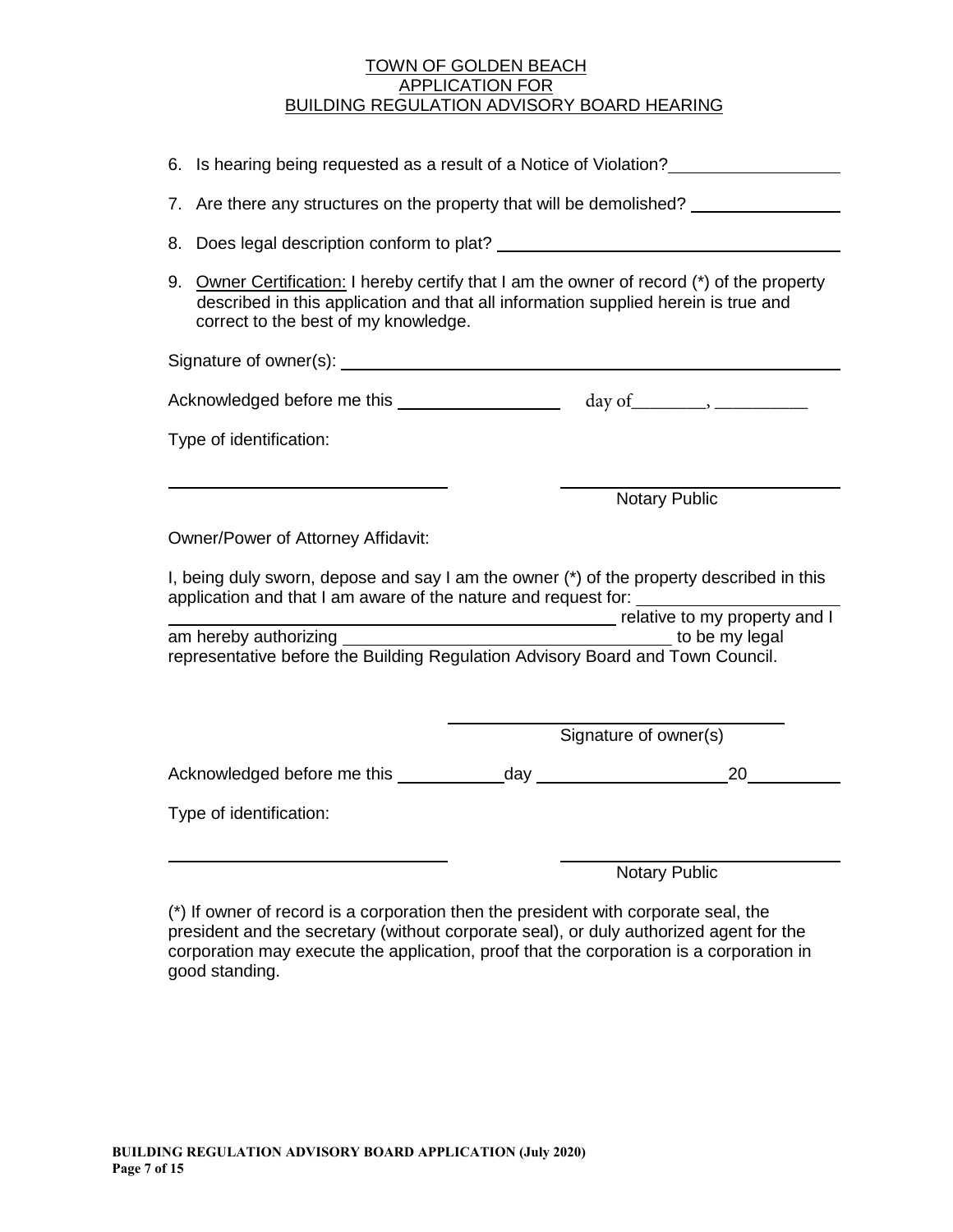TOWN OF GOLDEN BEACH
APPLICATION FOR
BUILDING REGULATION ADVISORY BOARD HEARING

6. Is hearing being requested as a result of a Notice of Violation?__________________

7. Are there any structures on the property that will be demolished? ________________

8. Does legal description conform to plat? _______________________________________

9. <u>Owner Certification:</u> I hereby certify that I am the owner of record (*) of the property described in this application and that all information supplied herein is true and correct to the best of my knowledge.

Signature of owner(s): ____________________________________________________

Acknowledged before me this _________________ day of________, __________

Type of identification:

______________________________          ______________________________
                                                                        Notary Public

Owner/Power of Attorney Affidavit:

I, being duly sworn, depose and say I am the owner (*) of the property described in this application and that I am aware of the nature and request for: ______________________
_____________________________________________ relative to my property and I am hereby authorizing _________________________________ to be my legal representative before the Building Regulation Advisory Board and Town Council.

______________________________
Signature of owner(s)

Acknowledged before me this ___________day ____________________20__________

Type of identification:

______________________________          ______________________________
                                                                        Notary Public

(*) If owner of record is a corporation then the president with corporate seal, the president and the secretary (without corporate seal), or duly authorized agent for the corporation may execute the application, proof that the corporation is a corporation in good standing.

**BUILDING REGULATION ADVISORY BOARD APPLICATION (July 2020)**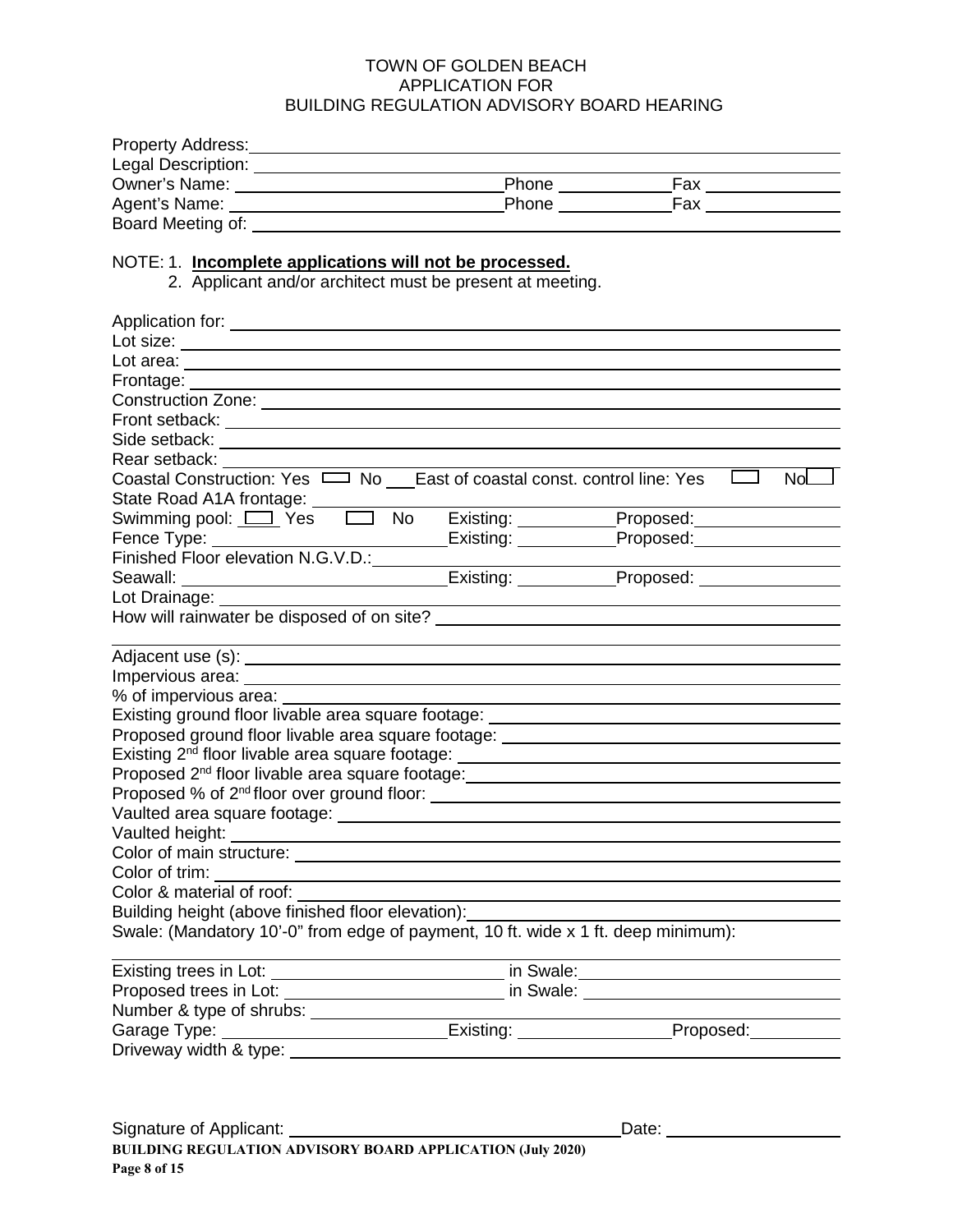# TOWN OF GOLDEN BEACH
# APPLICATION FOR
# BUILDING REGULATION ADVISORY BOARD HEARING

Property Address: ______________________________________________

Legal Description: ______________________________________________

Owner's Name: ____________________ Phone __________ Fax __________

Agent's Name: ____________________ Phone __________ Fax __________

Board Meeting of: ______________________________________________

NOTE: 1. **Incomplete applications will not be processed.**
2. Applicant and/or architect must be present at meeting.

Application for: ______________________________________________

Lot size: ______________________________________________

Lot area: ______________________________________________

Frontage: ______________________________________________

Construction Zone: ______________________________________________

Front setback: ______________________________________________

Side setback: ______________________________________________

Rear setback: ______________________________________________

Coastal Construction: Yes ☐ No ___ East of coastal const. control line: Yes ☐ No ☐

State Road A1A frontage: ______________________________________________

Swimming pool: ☐ Yes ☐ No Existing: __________ Proposed: __________

Fence Type: ____________________ Existing: __________ Proposed: __________

Finished Floor elevation N.G.V.D.: ______________________________________________

Seawall: ____________________ Existing: __________ Proposed: __________

Lot Drainage: ______________________________________________

How will rainwater be disposed of on site? ______________________________________________

______________________________________________

Adjacent use (s): ______________________________________________

Impervious area: ______________________________________________

% of impervious area: ______________________________________________

Existing ground floor livable area square footage: ______________________________________________

Proposed ground floor livable area square footage: ______________________________________________

Existing 2nd floor livable area square footage: ______________________________________________

Proposed 2nd floor livable area square footage: ______________________________________________

Proposed % of 2nd floor over ground floor: ______________________________________________

Vaulted area square footage: ______________________________________________

Vaulted height: ______________________________________________

Color of main structure: ______________________________________________

Color of trim: ______________________________________________

Color & material of roof: ______________________________________________

Building height (above finished floor elevation): ______________________________________________

Swale: (Mandatory 10'-0" from edge of payment, 10 ft. wide x 1 ft. deep minimum):

______________________________________________

Existing trees in Lot: ____________________ in Swale: ____________________

Proposed trees in Lot: ____________________ in Swale: ____________________

Number & type of shrubs: ______________________________________________

Garage Type: ____________________ Existing: __________ Proposed: __________

Driveway width & type: ______________________________________________

Signature of Applicant: ______________________________ Date: ______________

**BUILDING REGULATION ADVISORY BOARD APPLICATION (July 2020)**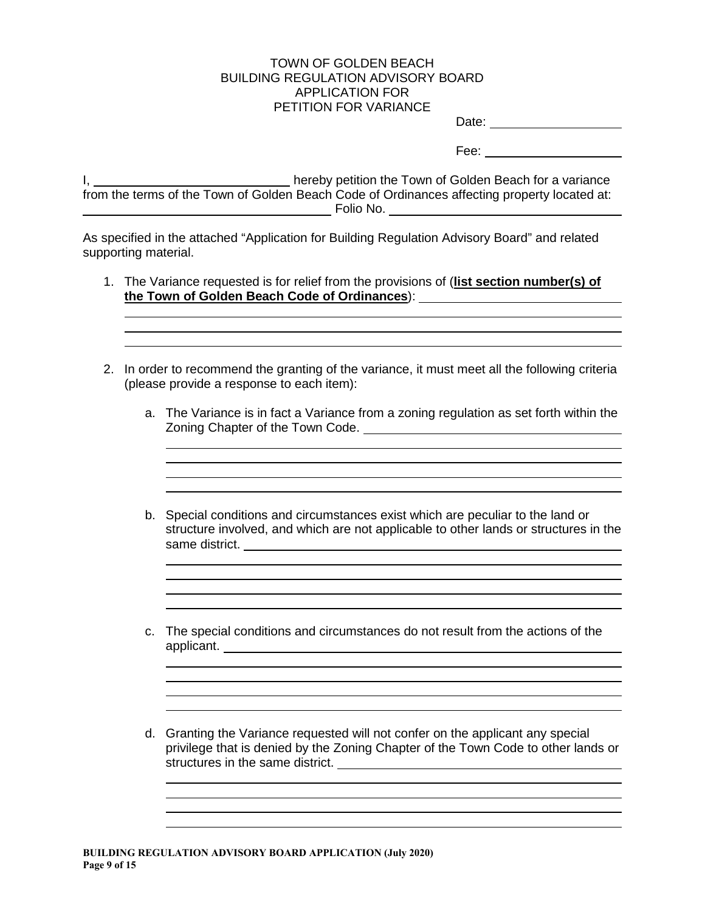TOWN OF GOLDEN BEACH
BUILDING REGULATION ADVISORY BOARD
APPLICATION FOR
PETITION FOR VARIANCE

Date: ____________________

Fee: ____________________

I, ______________________________ hereby petition the Town of Golden Beach for a variance from the terms of the Town of Golden Beach Code of Ordinances affecting property located at: ________________________________________ Folio No. ________________________________________

As specified in the attached "Application for Building Regulation Advisory Board" and related supporting material.

1. The Variance requested is for relief from the provisions of (**list section number(s) of the Town of Golden Beach Code of Ordinances**): ______________________________

   ________________________________________________________________________

   ________________________________________________________________________

   ________________________________________________________________________

2. In order to recommend the granting of the variance, it must meet all the following criteria (please provide a response to each item):

   a. The Variance is in fact a Variance from a zoning regulation as set forth within the Zoning Chapter of the Town Code. ________________________________________

      ________________________________________________________________________

      ________________________________________________________________________

      ________________________________________________________________________

      ________________________________________________________________________

   b. Special conditions and circumstances exist which are peculiar to the land or structure involved, and which are not applicable to other lands or structures in the same district. ________________________________________________________

      ________________________________________________________________________

      ________________________________________________________________________

      ________________________________________________________________________

      ________________________________________________________________________

   c. The special conditions and circumstances do not result from the actions of the applicant. ________________________________________________________________

      ________________________________________________________________________

      ________________________________________________________________________

      ________________________________________________________________________

      ________________________________________________________________________

   d. Granting the Variance requested will not confer on the applicant any special privilege that is denied by the Zoning Chapter of the Town Code to other lands or structures in the same district. ______________________________________________

      ________________________________________________________________________

      ________________________________________________________________________

      ________________________________________________________________________

      ________________________________________________________________________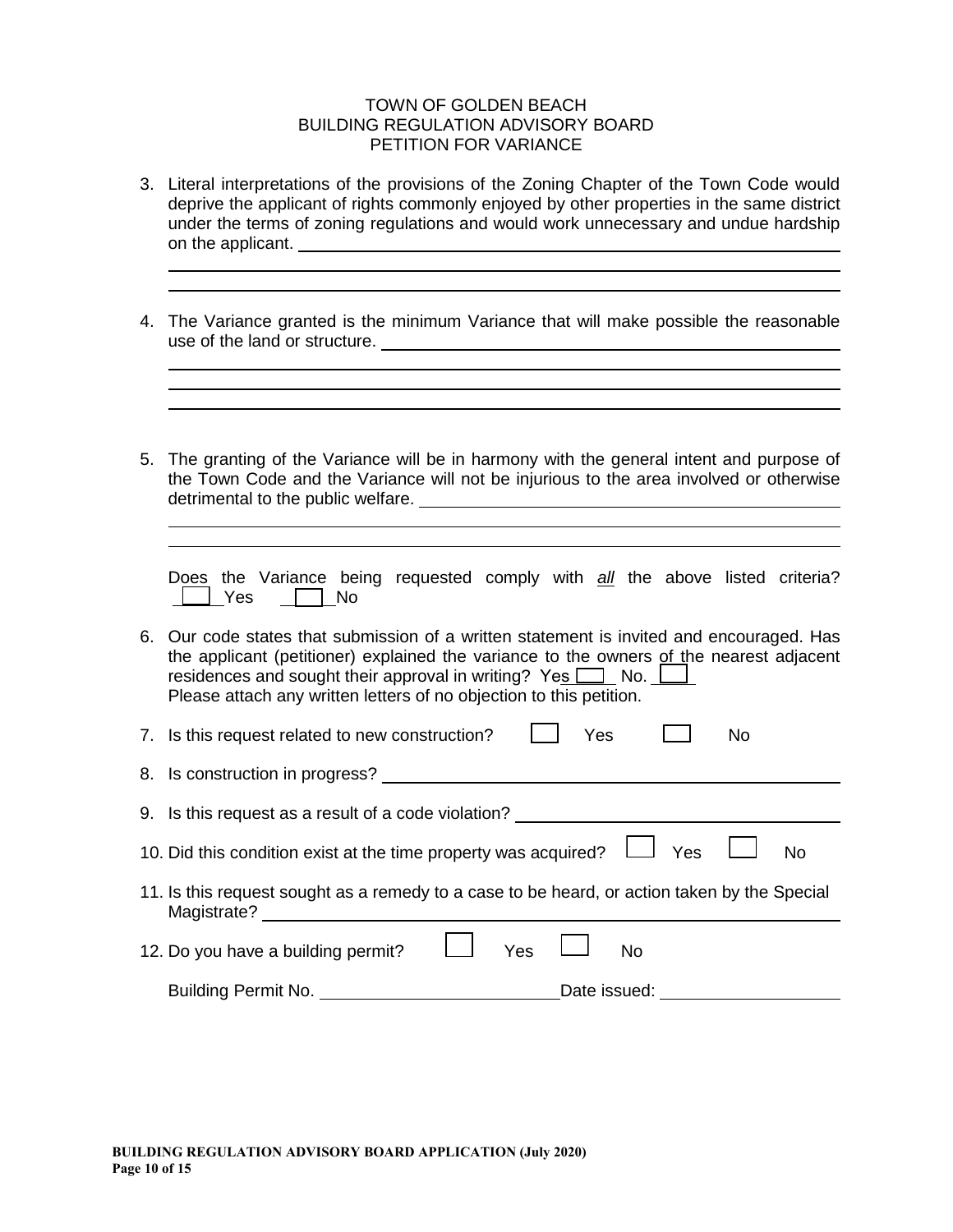TOWN OF GOLDEN BEACH
BUILDING REGULATION ADVISORY BOARD
PETITION FOR VARIANCE

3. Literal interpretations of the provisions of the Zoning Chapter of the Town Code would deprive the applicant of rights commonly enjoyed by other properties in the same district under the terms of zoning regulations and would work unnecessary and undue hardship on the applicant. ________________________________________________________________
________________________________________________________________
________________________________________________________________

4. The Variance granted is the minimum Variance that will make possible the reasonable use of the land or structure. ________________________________________________________________
________________________________________________________________
________________________________________________________________
________________________________________________________________

5. The granting of the Variance will be in harmony with the general intent and purpose of the Town Code and the Variance will not be injurious to the area involved or otherwise detrimental to the public welfare. ________________________________________________________________
________________________________________________________________
________________________________________________________________

   Does the Variance being requested comply with ***all*** the above listed criteria?
   ☐ Yes ☐ No

6. Our code states that submission of a written statement is invited and encouraged. Has the applicant (petitioner) explained the variance to the owners of the nearest adjacent residences and sought their approval in writing? Yes ☐ No. ☐
   Please attach any written letters of no objection to this petition.

7. Is this request related to new construction? ☐ Yes ☐ No

8. Is construction in progress? ________________________________________________________________

9. Is this request as a result of a code violation? ________________________________________________________________

10. Did this condition exist at the time property was acquired? ☐ Yes ☐ No

11. Is this request sought as a remedy to a case to be heard, or action taken by the Special Magistrate? ________________________________________________________________

12. Do you have a building permit? ☐ Yes ☐ No

    Building Permit No. ______________________ Date issued: ______________________

**BUILDING REGULATION ADVISORY BOARD APPLICATION (July 2020)**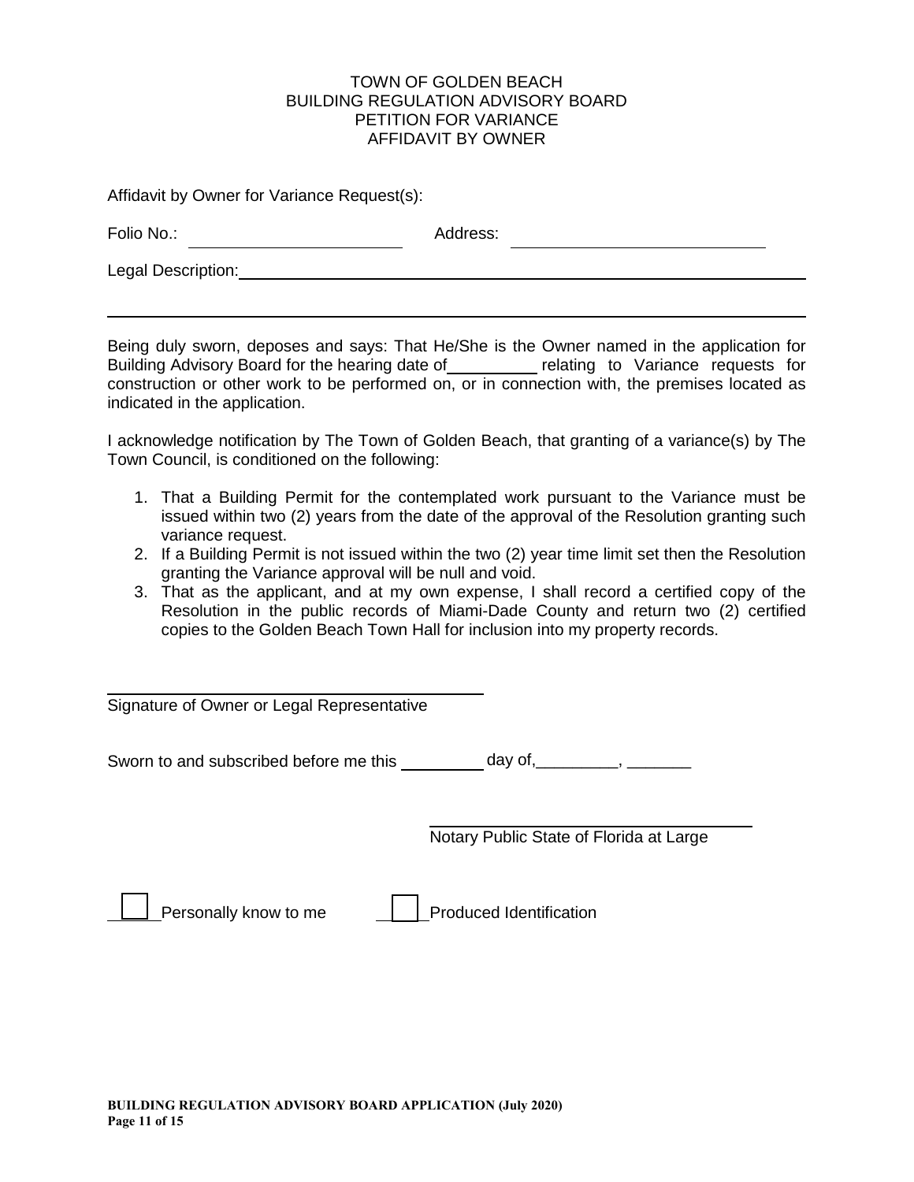# TOWN OF GOLDEN BEACH
## BUILDING REGULATION ADVISORY BOARD
## PETITION FOR VARIANCE
## AFFIDAVIT BY OWNER

Affidavit by Owner for Variance Request(s):

Folio No.: ______________________ Address: ____________________________

Legal Description: ____________________________________________________________

______________________________________________________________________________

Being duly sworn, deposes and says: That He/She is the Owner named in the application for Building Advisory Board for the hearing date of __________ relating to Variance requests for construction or other work to be performed on, or in connection with, the premises located as indicated in the application.

I acknowledge notification by The Town of Golden Beach, that granting of a variance(s) by The Town Council, is conditioned on the following:

1. That a Building Permit for the contemplated work pursuant to the Variance must be issued within two (2) years from the date of the approval of the Resolution granting such variance request.
2. If a Building Permit is not issued within the two (2) year time limit set then the Resolution granting the Variance approval will be null and void.
3. That as the applicant, and at my own expense, I shall record a certified copy of the Resolution in the public records of Miami-Dade County and return two (2) certified copies to the Golden Beach Town Hall for inclusion into my property records.

________________________________________
Signature of Owner or Legal Representative

Sworn to and subscribed before me this __________ day of,_________, _______

________________________________________
Notary Public State of Florida at Large

☐ Personally know to me ☐ Produced Identification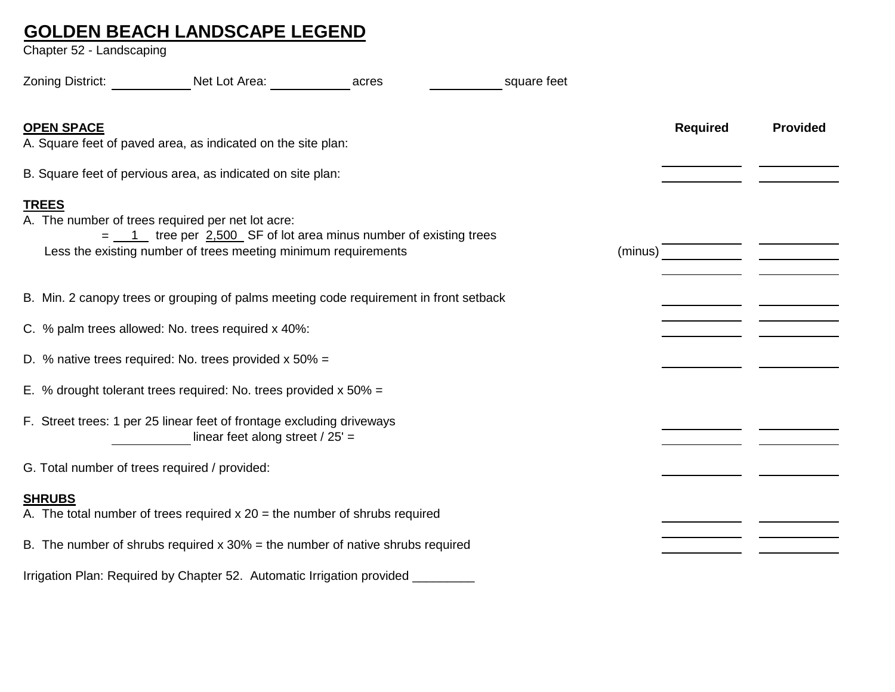# GOLDEN BEACH LANDSCAPE LEGEND

Chapter 52 - Landscaping

Zoning District: __________ Net Lot Area: __________ acres __________ square feet

| | | Required | Provided |
|---|---|---|---|
| **OPEN SPACE** | | | |
| A. Square feet of paved area, as indicated on the site plan: | | ______ | ______ |
| B. Square feet of pervious area, as indicated on site plan: | | ______ | ______ |
| **TREES** | | | |
| A. The number of trees required per net lot acre: = 1 tree per 2,500 SF of lot area minus number of existing trees | | ______ | ______ |
| Less the existing number of trees meeting minimum requirements | (minus) | ______ | ______ |
| | | ______ | ______ |
| B. Min. 2 canopy trees or grouping of palms meeting code requirement in front setback | | ______ | ______ |
| | | ______ | ______ |
| C. % palm trees allowed: No. trees required x 40%: | | ______ | ______ |
| D. % native trees required: No. trees provided x 50% = | | ______ | ______ |
| E. % drought tolerant trees required: No. trees provided x 50% = | | | |
| F. Street trees: 1 per 25 linear feet of frontage excluding driveways | | ______ | ______ |
| __________ linear feet along street / 25' = | | ______ | ______ |
| G. Total number of trees required / provided: | | ______ | ______ |
| **SHRUBS** | | | |
| A. The total number of trees required x 20 = the number of shrubs required | | ______ | ______ |
| | | ______ | ______ |
| B. The number of shrubs required x 30% = the number of native shrubs required | | ______ | ______ |

Irrigation Plan: Required by Chapter 52. Automatic Irrigation provided _________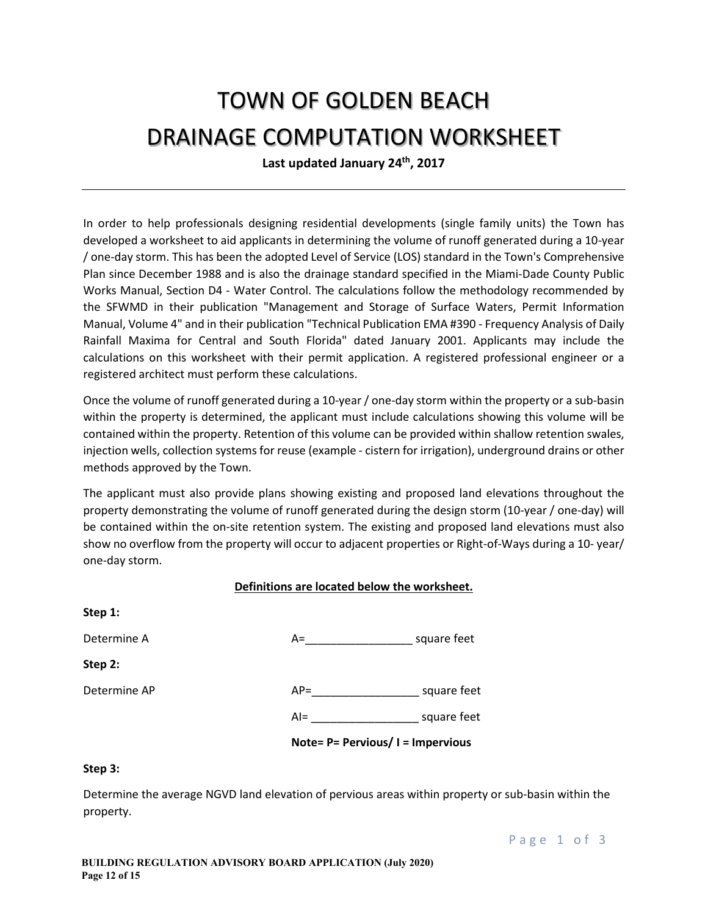# TOWN OF GOLDEN BEACH
# DRAINAGE COMPUTATION WORKSHEET

**Last updated January 24th, 2017**

---

In order to help professionals designing residential developments (single family units) the Town has developed a worksheet to aid applicants in determining the volume of runoff generated during a 10-year / one-day storm. This has been the adopted Level of Service (LOS) standard in the Town's Comprehensive Plan since December 1988 and is also the drainage standard specified in the Miami-Dade County Public Works Manual, Section D4 - Water Control. The calculations follow the methodology recommended by the SFWMD in their publication "Management and Storage of Surface Waters, Permit Information Manual, Volume 4" and in their publication "Technical Publication EMA #390 - Frequency Analysis of Daily Rainfall Maxima for Central and South Florida" dated January 2001. Applicants may include the calculations on this worksheet with their permit application. A registered professional engineer or a registered architect must perform these calculations.

Once the volume of runoff generated during a 10-year / one-day storm within the property or a sub-basin within the property is determined, the applicant must include calculations showing this volume will be contained within the property. Retention of this volume can be provided within shallow retention swales, injection wells, collection systems for reuse (example - cistern for irrigation), underground drains or other methods approved by the Town.

The applicant must also provide plans showing existing and proposed land elevations throughout the property demonstrating the volume of runoff generated during the design storm (10-year / one-day) will be contained within the on-site retention system. The existing and proposed land elevations must also show no overflow from the property will occur to adjacent properties or Right-of-Ways during a 10- year/ one-day storm.

**Definitions are located below the worksheet.**

**Step 1:**

Determine A — A=_________________ square feet

**Step 2:**

Determine AP — AP=_________________ square feet

AI= _________________ square feet

**Note= P= Pervious/ I = Impervious**

**Step 3:**

Determine the average NGVD land elevation of pervious areas within property or sub-basin within the property.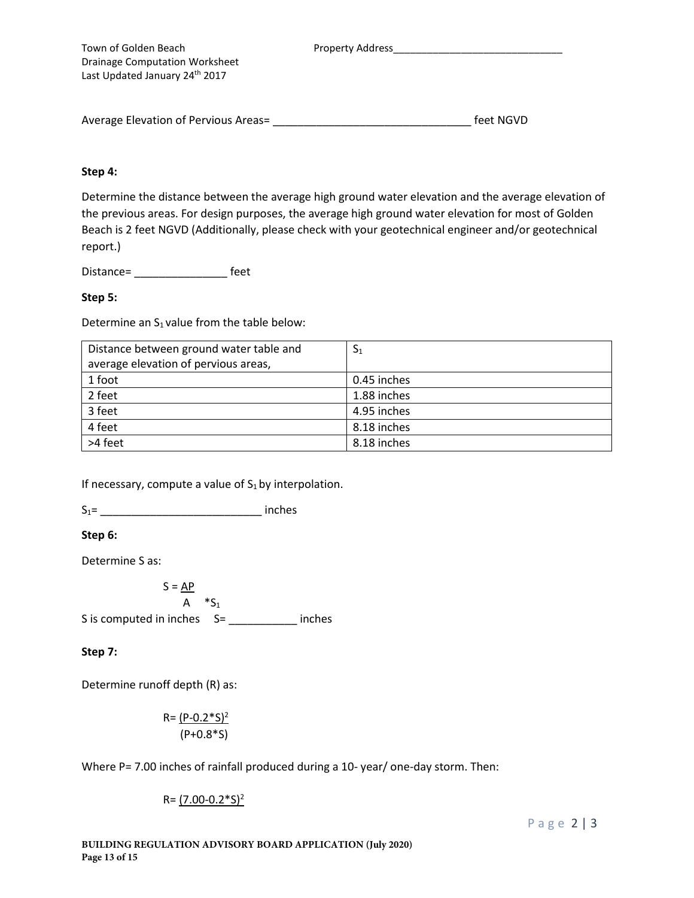Property Address______________________________

Average Elevation of Pervious Areas= ________________________________ feet NGVD

**Step 4:**

Determine the distance between the average high ground water elevation and the average elevation of the previous areas. For design purposes, the average high ground water elevation for most of Golden Beach is 2 feet NGVD (Additionally, please check with your geotechnical engineer and/or geotechnical report.)

Distance= _______________ feet

**Step 5:**

Determine an $S_1$ value from the table below:

| Distance between ground water table and average elevation of pervious areas, | $S_1$ |
|---|---|
| 1 foot | 0.45 inches |
| 2 feet | 1.88 inches |
| 3 feet | 4.95 inches |
| 4 feet | 8.18 inches |
| >4 feet | 8.18 inches |

If necessary, compute a value of $S_1$ by interpolation.

$S_1$= __________________________ inches

**Step 6:**

Determine S as:

$$S = \frac{AP}{A} * S_1$$

S is computed in inches S= ___________ inches

**Step 7:**

Determine runoff depth (R) as:

$$R = \frac{(P - 0.2*S)^2}{(P + 0.8*S)}$$

Where P= 7.00 inches of rainfall produced during a 10- year/ one-day storm. Then:

$$R = \frac{(7.00 - 0.2*S)^2}{}$$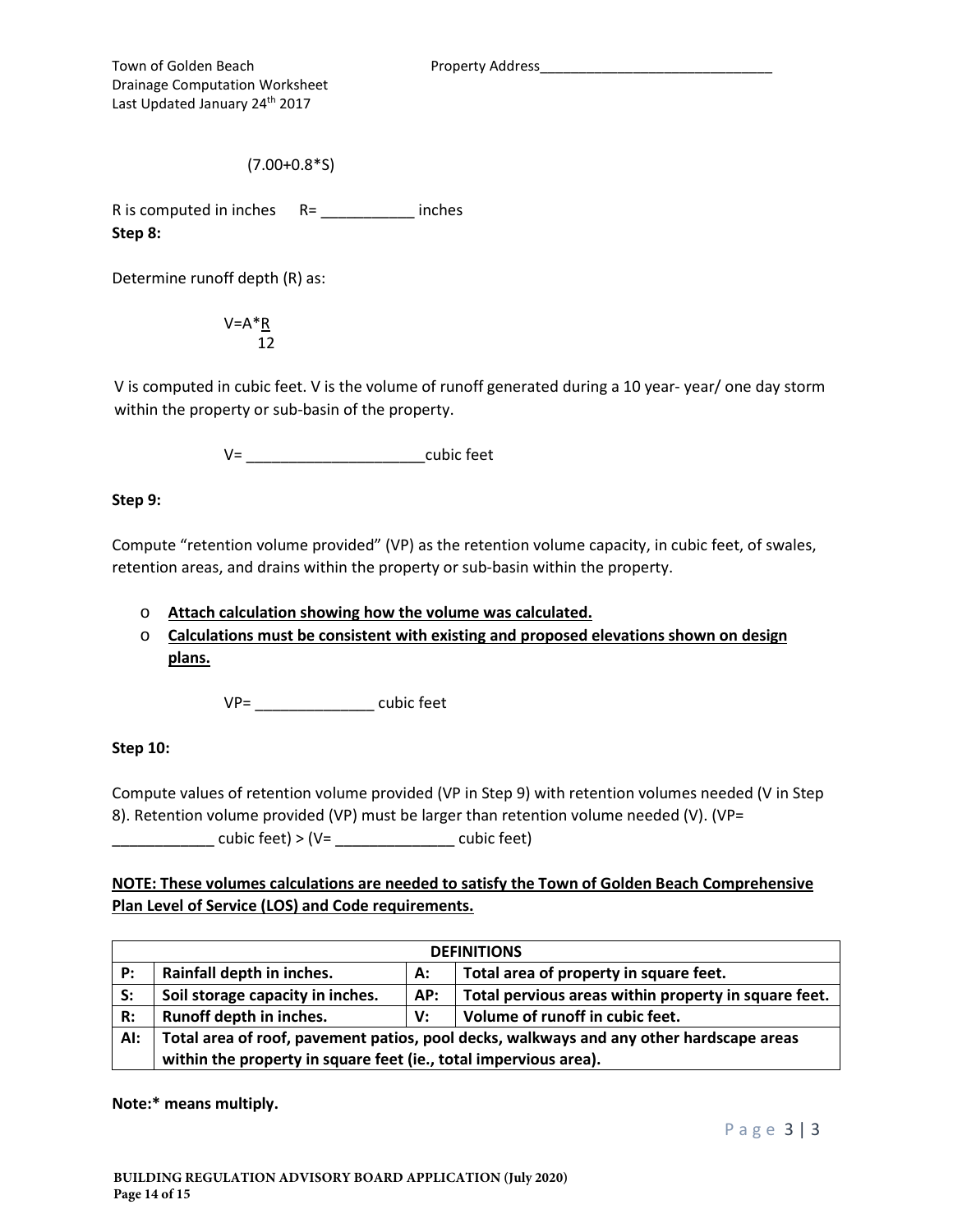$$(7.00+0.8*S)$$

R is computed in inches R= ___________ inches

**Step 8:**

Determine runoff depth (R) as:

$$V=A*\frac{R}{12}$$

V is computed in cubic feet. V is the volume of runoff generated during a 10 year- year/ one day storm within the property or sub-basin of the property.

V= _____________________cubic feet

**Step 9:**

Compute "retention volume provided" (VP) as the retention volume capacity, in cubic feet, of swales, retention areas, and drains within the property or sub-basin within the property.

- **Attach calculation showing how the volume was calculated.**
- **Calculations must be consistent with existing and proposed elevations shown on design plans.**

VP= ______________ cubic feet

**Step 10:**

Compute values of retention volume provided (VP in Step 9) with retention volumes needed (V in Step 8). Retention volume provided (VP) must be larger than retention volume needed (V). (VP= ____________ cubic feet) > (V= ______________ cubic feet)

**NOTE: These volumes calculations are needed to satisfy the Town of Golden Beach Comprehensive Plan Level of Service (LOS) and Code requirements.**

| DEFINITIONS | | | |
|---|---|---|---|
| **P:** | **Rainfall depth in inches.** | **A:** | **Total area of property in square feet.** |
| **S:** | **Soil storage capacity in inches.** | **AP:** | **Total pervious areas within property in square feet.** |
| **R:** | **Runoff depth in inches.** | **V:** | **Volume of runoff in cubic feet.** |
| **AI:** | **Total area of roof, pavement patios, pool decks, walkways and any other hardscape areas within the property in square feet (ie., total impervious area).** | | |

**Note:* means multiply.**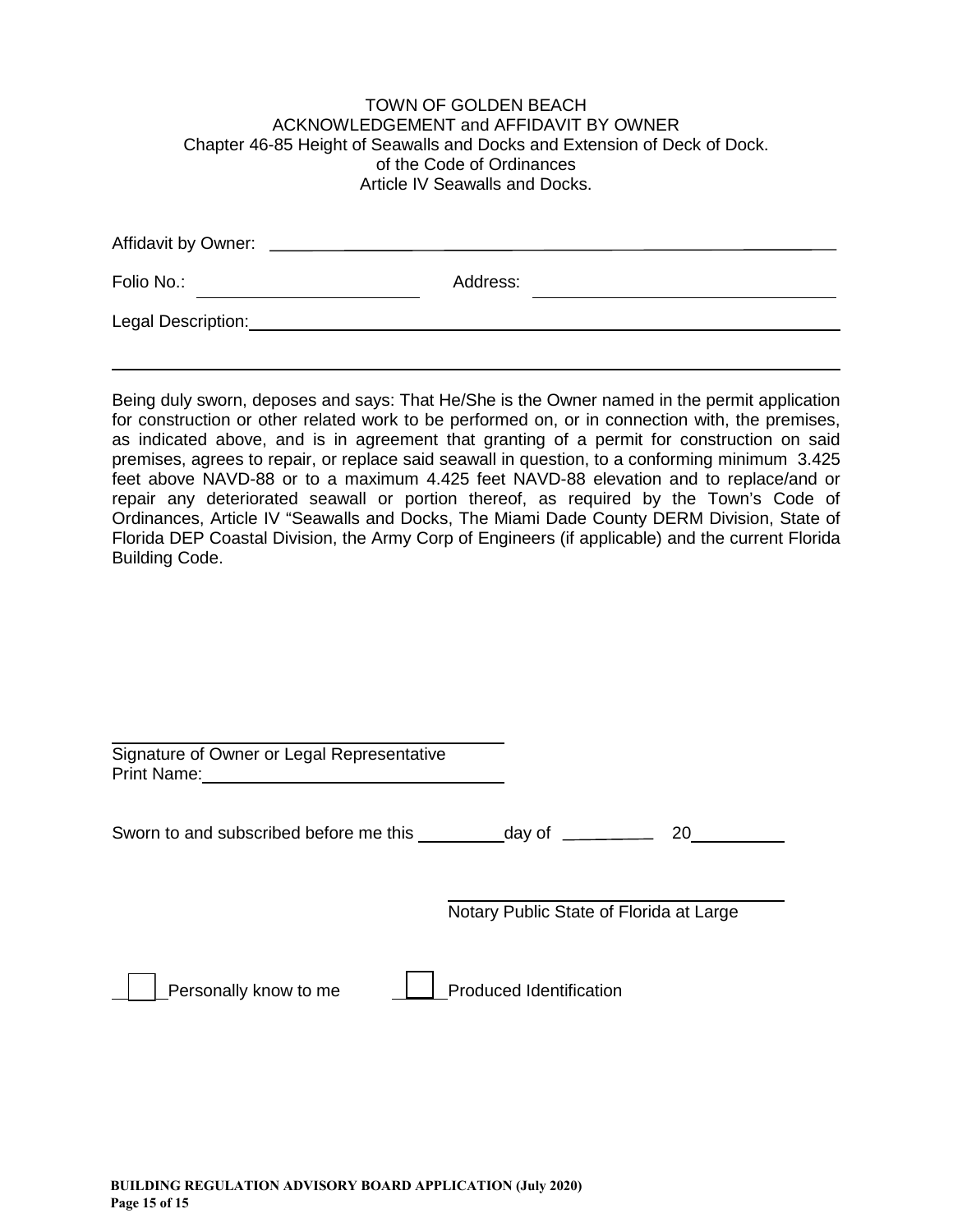TOWN OF GOLDEN BEACH
ACKNOWLEDGEMENT and AFFIDAVIT BY OWNER
Chapter 46-85 Height of Seawalls and Docks and Extension of Deck of Dock.
of the Code of Ordinances
Article IV Seawalls and Docks.

Affidavit by Owner: ______________________________________________

Folio No.: ____________________ Address: ____________________________

Legal Description: _________________________________________________

____________________________________________________________________

Being duly sworn, deposes and says: That He/She is the Owner named in the permit application for construction or other related work to be performed on, or in connection with, the premises, as indicated above, and is in agreement that granting of a permit for construction on said premises, agrees to repair, or replace said seawall in question, to a conforming minimum 3.425 feet above NAVD-88 or to a maximum 4.425 feet NAVD-88 elevation and to replace/and or repair any deteriorated seawall or portion thereof, as required by the Town's Code of Ordinances, Article IV "Seawalls and Docks, The Miami Dade County DERM Division, State of Florida DEP Coastal Division, the Army Corp of Engineers (if applicable) and the current Florida Building Code.

____________________________________
Signature of Owner or Legal Representative
Print Name: ____________________________

Sworn to and subscribed before me this ________ day of __________ 20________

____________________________________
Notary Public State of Florida at Large

☐ Personally know to me ☐ Produced Identification